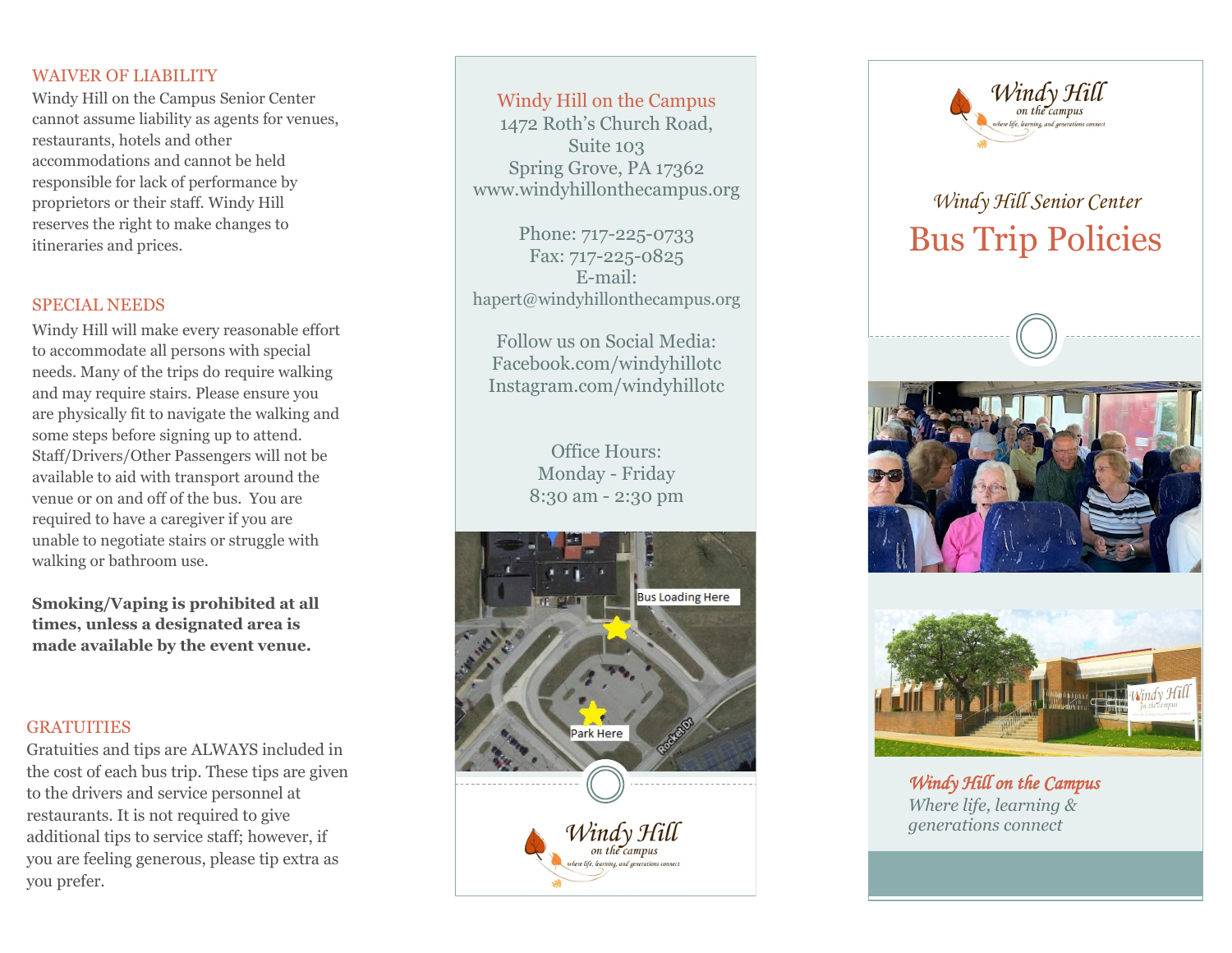## WAIVER OF LIABILITY

Windy Hill on the Campus Senior Center cannot assume liability as agents for venues, restaurants, hotels and other accommodations and cannot be held responsible for lack of performance by proprietors or their staff. Windy Hill reserves the right to make changes to itineraries and prices.

## SPECIAL NEEDS

Windy Hill will make every reasonable effort to accommodate all persons with special needs. Many of the trips do require walking and may require stairs. Please ensure you are physically fit to navigate the walking and some steps before signing up to attend. Staff/Drivers/Other Passengers will not be available to aid with transport around the venue or on and off of the bus. You are required to have a caregiver if you are unable to negotiate stairs or struggle with walking or bathroom use.

**Smoking/Vaping is prohibited at all times, unless a designated area is made available by the event venue.**

## GRATUITIES

Gratuities and tips are ALWAYS included in the cost of each bus trip. These tips are given to the drivers and service personnel at restaurants. It is not required to give additional tips to service staff; however, if you are feeling generous, please tip extra as you prefer.

---

Windy Hill on the Campus
1472 Roth's Church Road, Suite 103
Spring Grove, PA 17362
www.windyhillonthecampus.org

Phone: 717-225-0733
Fax: 717-225-0825
E-mail: hapert@windyhillonthecampus.org

Follow us on Social Media:
Facebook.com/windyhillotc
Instagram.com/windyhillotc

Office Hours:
Monday - Friday
8:30 am - 2:30 pm

Bus Loading Here

Park Here

Rocket Dr

Windy Hill on the campus
where life, learning, and generations connect

---

Windy Hill on the campus
where life, learning, and generations connect

*Windy Hill Senior Center*

# Bus Trip Policies

*Windy Hill on the Campus*
*Where life, learning & generations connect*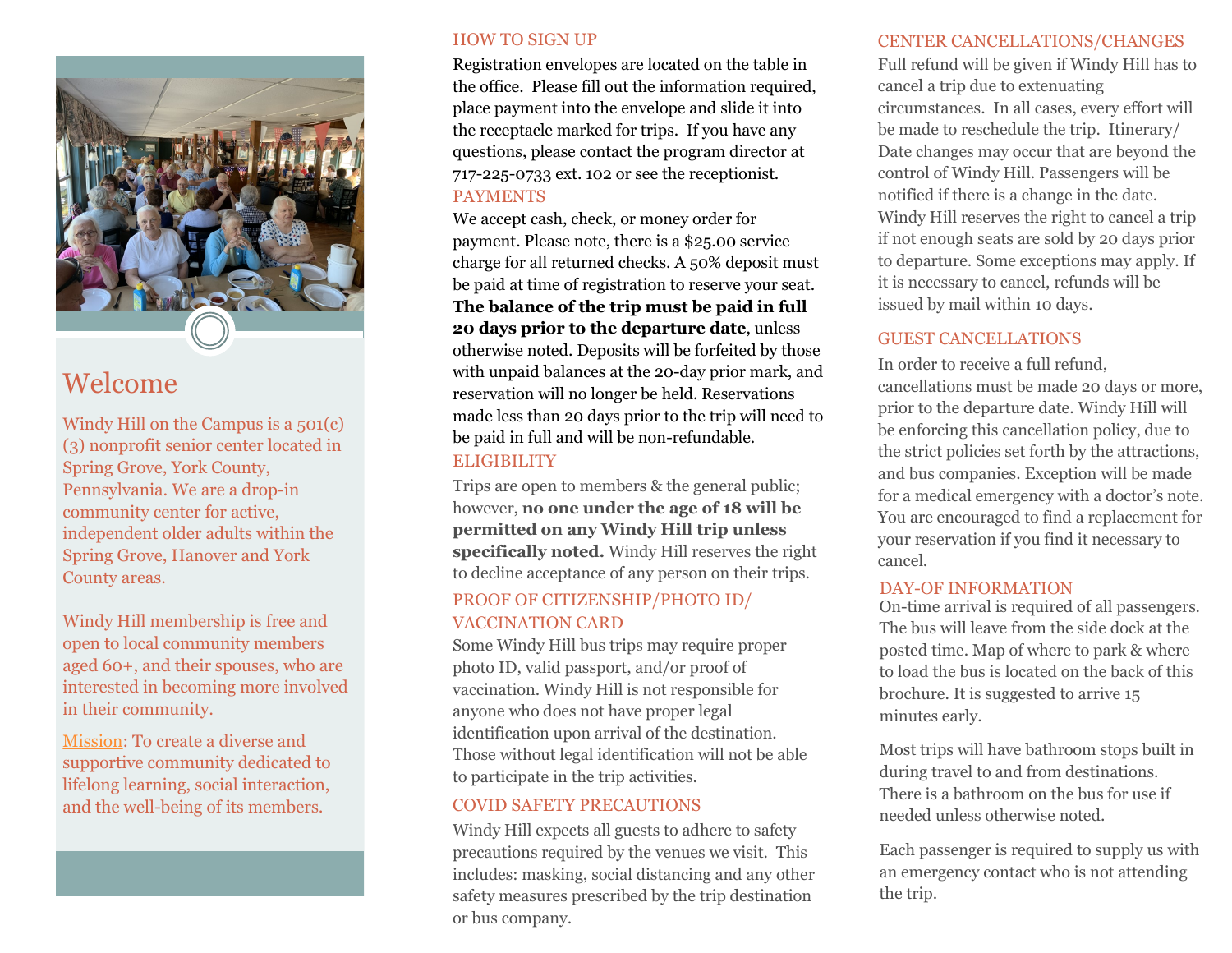## Welcome

Windy Hill on the Campus is a 501(c)(3) nonprofit senior center located in Spring Grove, York County, Pennsylvania. We are a drop-in community center for active, independent older adults within the Spring Grove, Hanover and York County areas.

Windy Hill membership is free and open to local community members aged 60+, and their spouses, who are interested in becoming more involved in their community.

Mission: To create a diverse and supportive community dedicated to lifelong learning, social interaction, and the well-being of its members.

### HOW TO SIGN UP

Registration envelopes are located on the table in the office. Please fill out the information required, place payment into the envelope and slide it into the receptacle marked for trips. If you have any questions, please contact the program director at 717-225-0733 ext. 102 or see the receptionist.

### PAYMENTS

We accept cash, check, or money order for payment. Please note, there is a $25.00 service charge for all returned checks. A 50% deposit must be paid at time of registration to reserve your seat. **The balance of the trip must be paid in full 20 days prior to the departure date**, unless otherwise noted. Deposits will be forfeited by those with unpaid balances at the 20-day prior mark, and reservation will no longer be held. Reservations made less than 20 days prior to the trip will need to be paid in full and will be non-refundable.

### ELIGIBILITY

Trips are open to members & the general public; however, **no one under the age of 18 will be permitted on any Windy Hill trip unless specifically noted.** Windy Hill reserves the right to decline acceptance of any person on their trips.

### PROOF OF CITIZENSHIP/PHOTO ID/ VACCINATION CARD

Some Windy Hill bus trips may require proper photo ID, valid passport, and/or proof of vaccination. Windy Hill is not responsible for anyone who does not have proper legal identification upon arrival of the destination. Those without legal identification will not be able to participate in the trip activities.

### COVID SAFETY PRECAUTIONS

Windy Hill expects all guests to adhere to safety precautions required by the venues we visit. This includes: masking, social distancing and any other safety measures prescribed by the trip destination or bus company.

### CENTER CANCELLATIONS/CHANGES

Full refund will be given if Windy Hill has to cancel a trip due to extenuating circumstances. In all cases, every effort will be made to reschedule the trip. Itinerary/ Date changes may occur that are beyond the control of Windy Hill. Passengers will be notified if there is a change in the date. Windy Hill reserves the right to cancel a trip if not enough seats are sold by 20 days prior to departure. Some exceptions may apply. If it is necessary to cancel, refunds will be issued by mail within 10 days.

### GUEST CANCELLATIONS

In order to receive a full refund, cancellations must be made 20 days or more, prior to the departure date. Windy Hill will be enforcing this cancellation policy, due to the strict policies set forth by the attractions, and bus companies. Exception will be made for a medical emergency with a doctor's note. You are encouraged to find a replacement for your reservation if you find it necessary to cancel.

### DAY-OF INFORMATION

On-time arrival is required of all passengers. The bus will leave from the side dock at the posted time. Map of where to park & where to load the bus is located on the back of this brochure. It is suggested to arrive 15 minutes early.

Most trips will have bathroom stops built in during travel to and from destinations. There is a bathroom on the bus for use if needed unless otherwise noted.

Each passenger is required to supply us with an emergency contact who is not attending the trip.